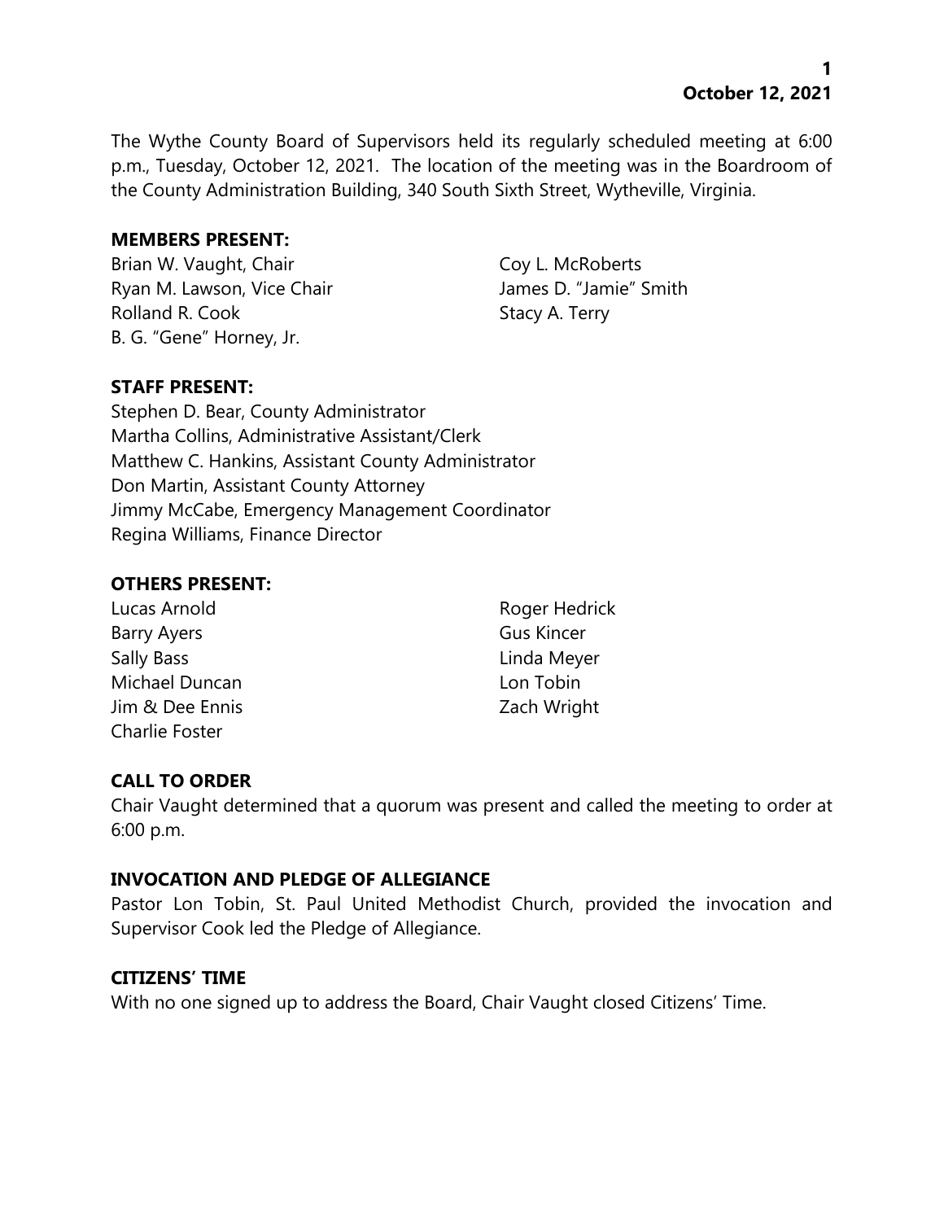The Wythe County Board of Supervisors held its regularly scheduled meeting at 6:00 p.m., Tuesday, October 12, 2021. The location of the meeting was in the Boardroom of the County Administration Building, 340 South Sixth Street, Wytheville, Virginia.

**MEMBERS PRESENT:**

Brian W. Vaught, Chair
Ryan M. Lawson, Vice Chair
Rolland R. Cook
B. G. "Gene" Horney, Jr.
Coy L. McRoberts
James D. "Jamie" Smith
Stacy A. Terry

**STAFF PRESENT:**

Stephen D. Bear, County Administrator
Martha Collins, Administrative Assistant/Clerk
Matthew C. Hankins, Assistant County Administrator
Don Martin, Assistant County Attorney
Jimmy McCabe, Emergency Management Coordinator
Regina Williams, Finance Director

**OTHERS PRESENT:**

Lucas Arnold
Barry Ayers
Sally Bass
Michael Duncan
Jim & Dee Ennis
Charlie Foster
Roger Hedrick
Gus Kincer
Linda Meyer
Lon Tobin
Zach Wright

**CALL TO ORDER**

Chair Vaught determined that a quorum was present and called the meeting to order at 6:00 p.m.

**INVOCATION AND PLEDGE OF ALLEGIANCE**

Pastor Lon Tobin, St. Paul United Methodist Church, provided the invocation and Supervisor Cook led the Pledge of Allegiance.

**CITIZENS' TIME**

With no one signed up to address the Board, Chair Vaught closed Citizens' Time.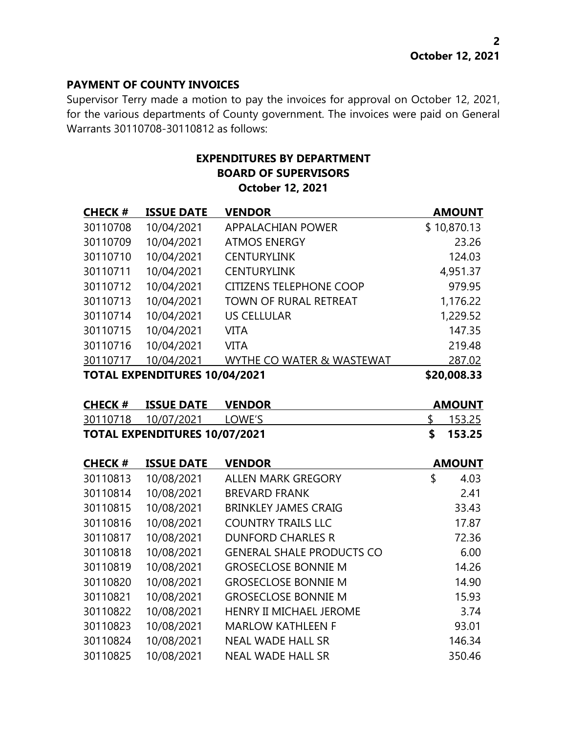**October 12, 2021**

## PAYMENT OF COUNTY INVOICES

Supervisor Terry made a motion to pay the invoices for approval on October 12, 2021, for the various departments of County government. The invoices were paid on General Warrants 30110708-30110812 as follows:

### EXPENDITURES BY DEPARTMENT
### BOARD OF SUPERVISORS
### October 12, 2021

| CHECK # | ISSUE DATE | VENDOR | AMOUNT |
|---|---|---|---|
| 30110708 | 10/04/2021 | APPALACHIAN POWER | $ 10,870.13 |
| 30110709 | 10/04/2021 | ATMOS ENERGY | 23.26 |
| 30110710 | 10/04/2021 | CENTURYLINK | 124.03 |
| 30110711 | 10/04/2021 | CENTURYLINK | 4,951.37 |
| 30110712 | 10/04/2021 | CITIZENS TELEPHONE COOP | 979.95 |
| 30110713 | 10/04/2021 | TOWN OF RURAL RETREAT | 1,176.22 |
| 30110714 | 10/04/2021 | US CELLULAR | 1,229.52 |
| 30110715 | 10/04/2021 | VITA | 147.35 |
| 30110716 | 10/04/2021 | VITA | 219.48 |
| 30110717 | 10/04/2021 | WYTHE CO WATER & WASTEWAT | 287.02 |
| **TOTAL EXPENDITURES 10/04/2021** | | | **$20,008.33** |

| CHECK # | ISSUE DATE | VENDOR | AMOUNT |
|---|---|---|---|
| 30110718 | 10/07/2021 | LOWE'S | $ 153.25 |
| **TOTAL EXPENDITURES 10/07/2021** | | | **$ 153.25** |

| CHECK # | ISSUE DATE | VENDOR | AMOUNT |
|---|---|---|---|
| 30110813 | 10/08/2021 | ALLEN MARK GREGORY | $ 4.03 |
| 30110814 | 10/08/2021 | BREVARD FRANK | 2.41 |
| 30110815 | 10/08/2021 | BRINKLEY JAMES CRAIG | 33.43 |
| 30110816 | 10/08/2021 | COUNTRY TRAILS LLC | 17.87 |
| 30110817 | 10/08/2021 | DUNFORD CHARLES R | 72.36 |
| 30110818 | 10/08/2021 | GENERAL SHALE PRODUCTS CO | 6.00 |
| 30110819 | 10/08/2021 | GROSECLOSE BONNIE M | 14.26 |
| 30110820 | 10/08/2021 | GROSECLOSE BONNIE M | 14.90 |
| 30110821 | 10/08/2021 | GROSECLOSE BONNIE M | 15.93 |
| 30110822 | 10/08/2021 | HENRY II MICHAEL JEROME | 3.74 |
| 30110823 | 10/08/2021 | MARLOW KATHLEEN F | 93.01 |
| 30110824 | 10/08/2021 | NEAL WADE HALL SR | 146.34 |
| 30110825 | 10/08/2021 | NEAL WADE HALL SR | 350.46 |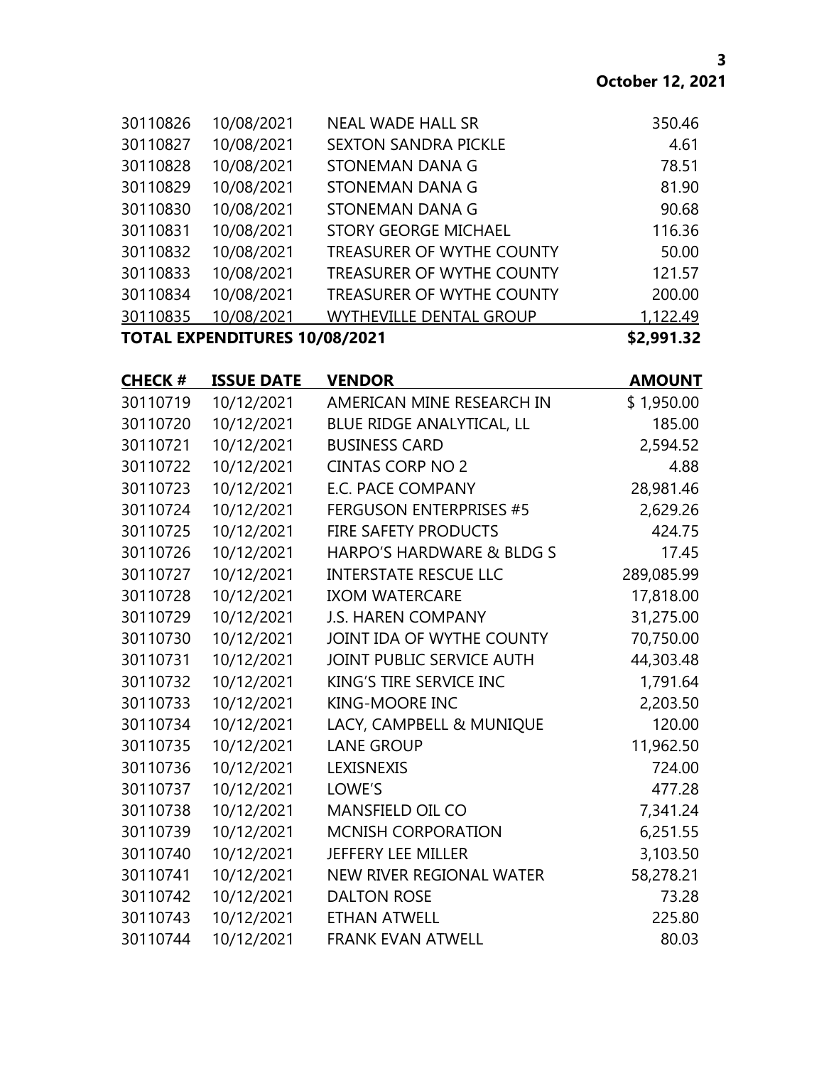| | | | |
|---|---|---|---|
| 30110826 | 10/08/2021 | NEAL WADE HALL SR | 350.46 |
| 30110827 | 10/08/2021 | SEXTON SANDRA PICKLE | 4.61 |
| 30110828 | 10/08/2021 | STONEMAN DANA G | 78.51 |
| 30110829 | 10/08/2021 | STONEMAN DANA G | 81.90 |
| 30110830 | 10/08/2021 | STONEMAN DANA G | 90.68 |
| 30110831 | 10/08/2021 | STORY GEORGE MICHAEL | 116.36 |
| 30110832 | 10/08/2021 | TREASURER OF WYTHE COUNTY | 50.00 |
| 30110833 | 10/08/2021 | TREASURER OF WYTHE COUNTY | 121.57 |
| 30110834 | 10/08/2021 | TREASURER OF WYTHE COUNTY | 200.00 |
| 30110835 | 10/08/2021 | WYTHEVILLE DENTAL GROUP | 1,122.49 |
| **TOTAL EXPENDITURES 10/08/2021** | | | **$2,991.32** |

| CHECK # | ISSUE DATE | VENDOR | AMOUNT |
|---|---|---|---|
| 30110719 | 10/12/2021 | AMERICAN MINE RESEARCH IN | $ 1,950.00 |
| 30110720 | 10/12/2021 | BLUE RIDGE ANALYTICAL, LL | 185.00 |
| 30110721 | 10/12/2021 | BUSINESS CARD | 2,594.52 |
| 30110722 | 10/12/2021 | CINTAS CORP NO 2 | 4.88 |
| 30110723 | 10/12/2021 | E.C. PACE COMPANY | 28,981.46 |
| 30110724 | 10/12/2021 | FERGUSON ENTERPRISES #5 | 2,629.26 |
| 30110725 | 10/12/2021 | FIRE SAFETY PRODUCTS | 424.75 |
| 30110726 | 10/12/2021 | HARPO'S HARDWARE & BLDG S | 17.45 |
| 30110727 | 10/12/2021 | INTERSTATE RESCUE LLC | 289,085.99 |
| 30110728 | 10/12/2021 | IXOM WATERCARE | 17,818.00 |
| 30110729 | 10/12/2021 | J.S. HAREN COMPANY | 31,275.00 |
| 30110730 | 10/12/2021 | JOINT IDA OF WYTHE COUNTY | 70,750.00 |
| 30110731 | 10/12/2021 | JOINT PUBLIC SERVICE AUTH | 44,303.48 |
| 30110732 | 10/12/2021 | KING'S TIRE SERVICE INC | 1,791.64 |
| 30110733 | 10/12/2021 | KING-MOORE INC | 2,203.50 |
| 30110734 | 10/12/2021 | LACY, CAMPBELL & MUNIQUE | 120.00 |
| 30110735 | 10/12/2021 | LANE GROUP | 11,962.50 |
| 30110736 | 10/12/2021 | LEXISNEXIS | 724.00 |
| 30110737 | 10/12/2021 | LOWE'S | 477.28 |
| 30110738 | 10/12/2021 | MANSFIELD OIL CO | 7,341.24 |
| 30110739 | 10/12/2021 | MCNISH CORPORATION | 6,251.55 |
| 30110740 | 10/12/2021 | JEFFERY LEE MILLER | 3,103.50 |
| 30110741 | 10/12/2021 | NEW RIVER REGIONAL WATER | 58,278.21 |
| 30110742 | 10/12/2021 | DALTON ROSE | 73.28 |
| 30110743 | 10/12/2021 | ETHAN ATWELL | 225.80 |
| 30110744 | 10/12/2021 | FRANK EVAN ATWELL | 80.03 |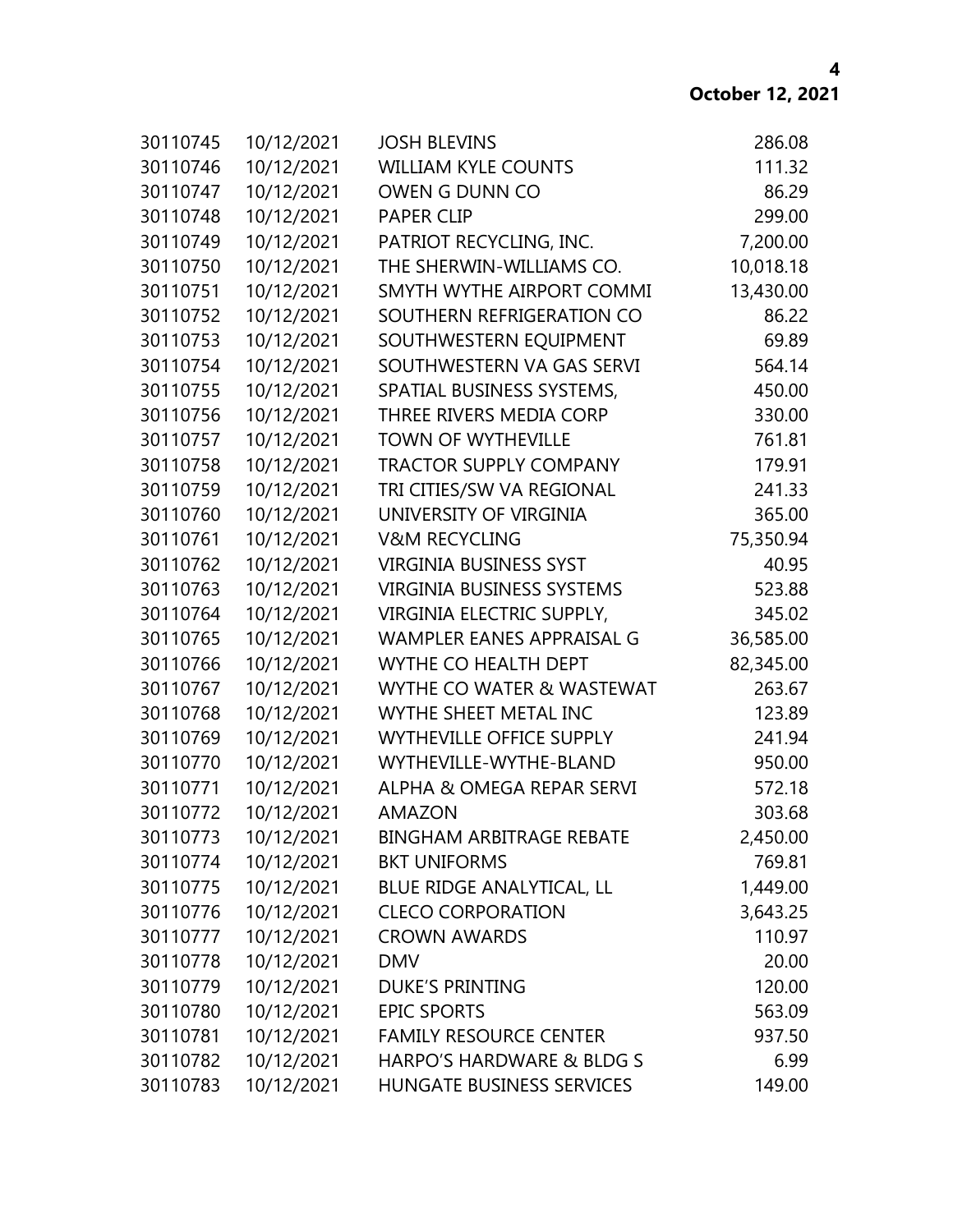| | | | |
|---|---|---|---|
| 30110745 | 10/12/2021 | JOSH BLEVINS | 286.08 |
| 30110746 | 10/12/2021 | WILLIAM KYLE COUNTS | 111.32 |
| 30110747 | 10/12/2021 | OWEN G DUNN CO | 86.29 |
| 30110748 | 10/12/2021 | PAPER CLIP | 299.00 |
| 30110749 | 10/12/2021 | PATRIOT RECYCLING, INC. | 7,200.00 |
| 30110750 | 10/12/2021 | THE SHERWIN-WILLIAMS CO. | 10,018.18 |
| 30110751 | 10/12/2021 | SMYTH WYTHE AIRPORT COMMI | 13,430.00 |
| 30110752 | 10/12/2021 | SOUTHERN REFRIGERATION CO | 86.22 |
| 30110753 | 10/12/2021 | SOUTHWESTERN EQUIPMENT | 69.89 |
| 30110754 | 10/12/2021 | SOUTHWESTERN VA GAS SERVI | 564.14 |
| 30110755 | 10/12/2021 | SPATIAL BUSINESS SYSTEMS, | 450.00 |
| 30110756 | 10/12/2021 | THREE RIVERS MEDIA CORP | 330.00 |
| 30110757 | 10/12/2021 | TOWN OF WYTHEVILLE | 761.81 |
| 30110758 | 10/12/2021 | TRACTOR SUPPLY COMPANY | 179.91 |
| 30110759 | 10/12/2021 | TRI CITIES/SW VA REGIONAL | 241.33 |
| 30110760 | 10/12/2021 | UNIVERSITY OF VIRGINIA | 365.00 |
| 30110761 | 10/12/2021 | V&M RECYCLING | 75,350.94 |
| 30110762 | 10/12/2021 | VIRGINIA BUSINESS SYST | 40.95 |
| 30110763 | 10/12/2021 | VIRGINIA BUSINESS SYSTEMS | 523.88 |
| 30110764 | 10/12/2021 | VIRGINIA ELECTRIC SUPPLY, | 345.02 |
| 30110765 | 10/12/2021 | WAMPLER EANES APPRAISAL G | 36,585.00 |
| 30110766 | 10/12/2021 | WYTHE CO HEALTH DEPT | 82,345.00 |
| 30110767 | 10/12/2021 | WYTHE CO WATER & WASTEWAT | 263.67 |
| 30110768 | 10/12/2021 | WYTHE SHEET METAL INC | 123.89 |
| 30110769 | 10/12/2021 | WYTHEVILLE OFFICE SUPPLY | 241.94 |
| 30110770 | 10/12/2021 | WYTHEVILLE-WYTHE-BLAND | 950.00 |
| 30110771 | 10/12/2021 | ALPHA & OMEGA REPAR SERVI | 572.18 |
| 30110772 | 10/12/2021 | AMAZON | 303.68 |
| 30110773 | 10/12/2021 | BINGHAM ARBITRAGE REBATE | 2,450.00 |
| 30110774 | 10/12/2021 | BKT UNIFORMS | 769.81 |
| 30110775 | 10/12/2021 | BLUE RIDGE ANALYTICAL, LL | 1,449.00 |
| 30110776 | 10/12/2021 | CLECO CORPORATION | 3,643.25 |
| 30110777 | 10/12/2021 | CROWN AWARDS | 110.97 |
| 30110778 | 10/12/2021 | DMV | 20.00 |
| 30110779 | 10/12/2021 | DUKE'S PRINTING | 120.00 |
| 30110780 | 10/12/2021 | EPIC SPORTS | 563.09 |
| 30110781 | 10/12/2021 | FAMILY RESOURCE CENTER | 937.50 |
| 30110782 | 10/12/2021 | HARPO'S HARDWARE & BLDG S | 6.99 |
| 30110783 | 10/12/2021 | HUNGATE BUSINESS SERVICES | 149.00 |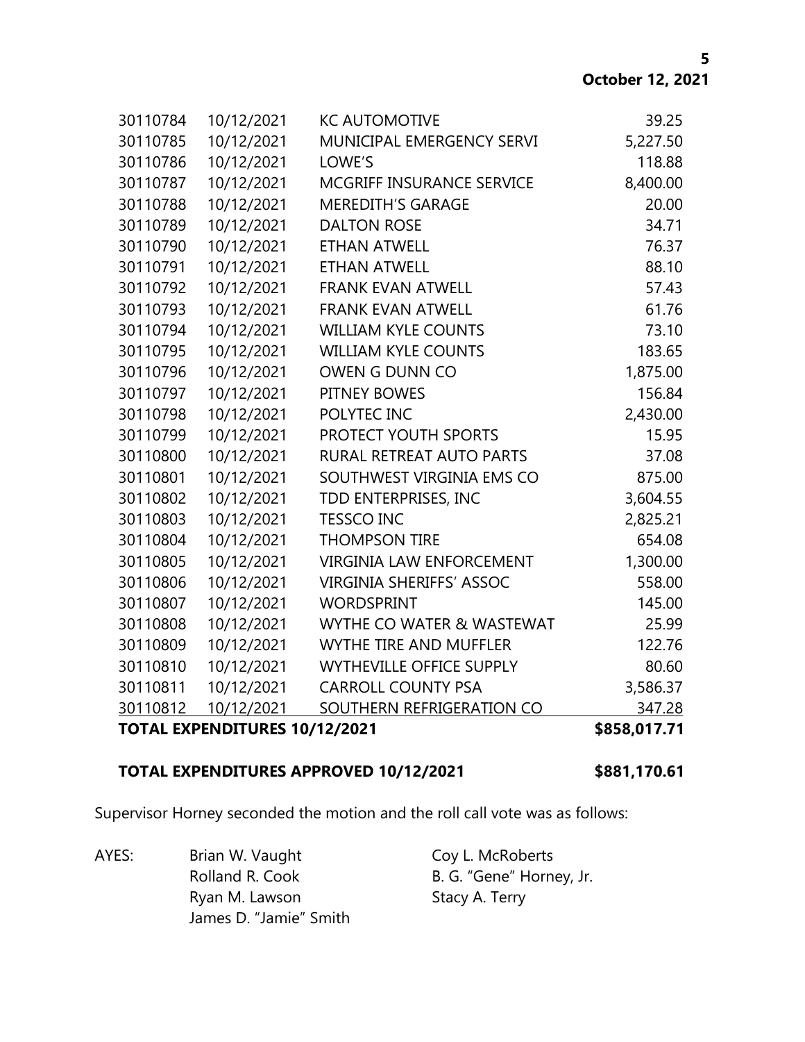| | | | |
|---|---|---|---|
| 30110784 | 10/12/2021 | KC AUTOMOTIVE | 39.25 |
| 30110785 | 10/12/2021 | MUNICIPAL EMERGENCY SERVI | 5,227.50 |
| 30110786 | 10/12/2021 | LOWE'S | 118.88 |
| 30110787 | 10/12/2021 | MCGRIFF INSURANCE SERVICE | 8,400.00 |
| 30110788 | 10/12/2021 | MEREDITH'S GARAGE | 20.00 |
| 30110789 | 10/12/2021 | DALTON ROSE | 34.71 |
| 30110790 | 10/12/2021 | ETHAN ATWELL | 76.37 |
| 30110791 | 10/12/2021 | ETHAN ATWELL | 88.10 |
| 30110792 | 10/12/2021 | FRANK EVAN ATWELL | 57.43 |
| 30110793 | 10/12/2021 | FRANK EVAN ATWELL | 61.76 |
| 30110794 | 10/12/2021 | WILLIAM KYLE COUNTS | 73.10 |
| 30110795 | 10/12/2021 | WILLIAM KYLE COUNTS | 183.65 |
| 30110796 | 10/12/2021 | OWEN G DUNN CO | 1,875.00 |
| 30110797 | 10/12/2021 | PITNEY BOWES | 156.84 |
| 30110798 | 10/12/2021 | POLYTEC INC | 2,430.00 |
| 30110799 | 10/12/2021 | PROTECT YOUTH SPORTS | 15.95 |
| 30110800 | 10/12/2021 | RURAL RETREAT AUTO PARTS | 37.08 |
| 30110801 | 10/12/2021 | SOUTHWEST VIRGINIA EMS CO | 875.00 |
| 30110802 | 10/12/2021 | TDD ENTERPRISES, INC | 3,604.55 |
| 30110803 | 10/12/2021 | TESSCO INC | 2,825.21 |
| 30110804 | 10/12/2021 | THOMPSON TIRE | 654.08 |
| 30110805 | 10/12/2021 | VIRGINIA LAW ENFORCEMENT | 1,300.00 |
| 30110806 | 10/12/2021 | VIRGINIA SHERIFFS' ASSOC | 558.00 |
| 30110807 | 10/12/2021 | WORDSPRINT | 145.00 |
| 30110808 | 10/12/2021 | WYTHE CO WATER & WASTEWAT | 25.99 |
| 30110809 | 10/12/2021 | WYTHE TIRE AND MUFFLER | 122.76 |
| 30110810 | 10/12/2021 | WYTHEVILLE OFFICE SUPPLY | 80.60 |
| 30110811 | 10/12/2021 | CARROLL COUNTY PSA | 3,586.37 |
| 30110812 | 10/12/2021 | SOUTHERN REFRIGERATION CO | 347.28 |
| **TOTAL EXPENDITURES 10/12/2021** | | | **$858,017.71** |

**TOTAL EXPENDITURES APPROVED 10/12/2021 $881,170.61**

Supervisor Horney seconded the motion and the roll call vote was as follows:

AYES:
Brian W. Vaught
Rolland R. Cook
Ryan M. Lawson
James D. "Jamie" Smith
Coy L. McRoberts
B. G. "Gene" Horney, Jr.
Stacy A. Terry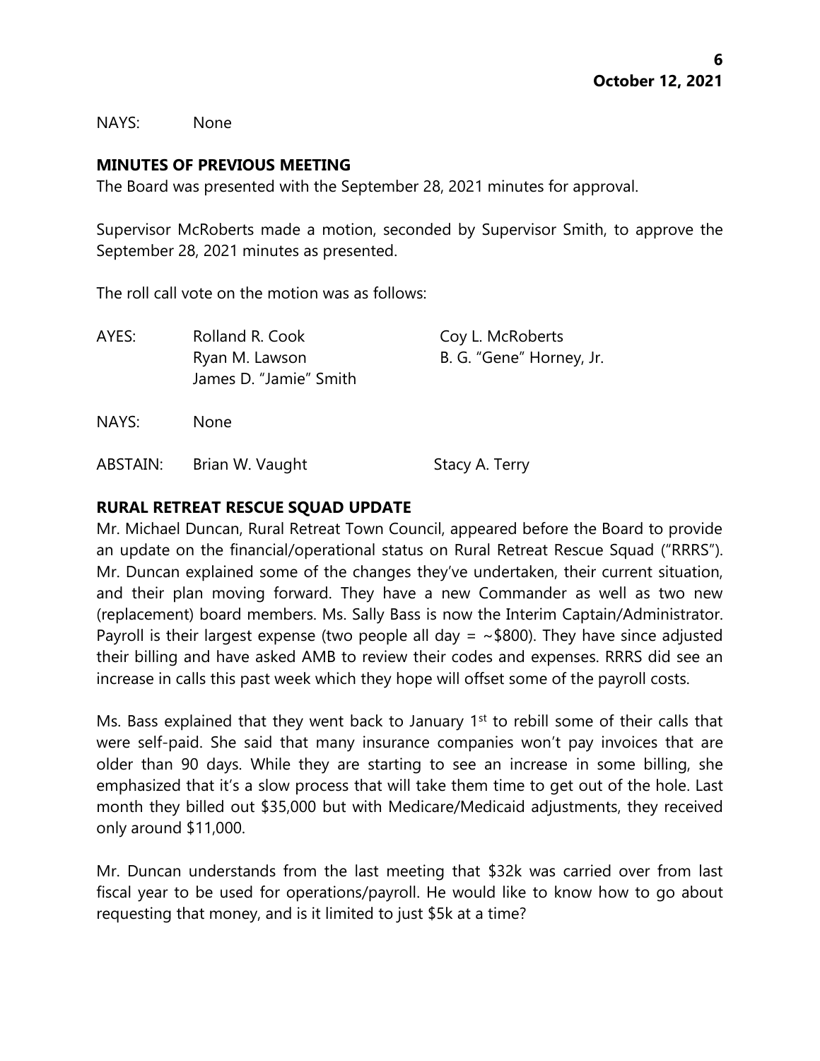NAYS: None

**MINUTES OF PREVIOUS MEETING**

The Board was presented with the September 28, 2021 minutes for approval.

Supervisor McRoberts made a motion, seconded by Supervisor Smith, to approve the September 28, 2021 minutes as presented.

The roll call vote on the motion was as follows:

| | | |
|---|---|---|
| AYES: | Rolland R. Cook | Coy L. McRoberts |
| | Ryan M. Lawson | B. G. "Gene" Horney, Jr. |
| | James D. "Jamie" Smith | |
| NAYS: | None | |
| ABSTAIN: | Brian W. Vaught | Stacy A. Terry |

**RURAL RETREAT RESCUE SQUAD UPDATE**

Mr. Michael Duncan, Rural Retreat Town Council, appeared before the Board to provide an update on the financial/operational status on Rural Retreat Rescue Squad ("RRRS"). Mr. Duncan explained some of the changes they've undertaken, their current situation, and their plan moving forward. They have a new Commander as well as two new (replacement) board members. Ms. Sally Bass is now the Interim Captain/Administrator. Payroll is their largest expense (two people all day = ~$800). They have since adjusted their billing and have asked AMB to review their codes and expenses. RRRS did see an increase in calls this past week which they hope will offset some of the payroll costs.

Ms. Bass explained that they went back to January 1st to rebill some of their calls that were self-paid. She said that many insurance companies won't pay invoices that are older than 90 days. While they are starting to see an increase in some billing, she emphasized that it's a slow process that will take them time to get out of the hole. Last month they billed out $35,000 but with Medicare/Medicaid adjustments, they received only around $11,000.

Mr. Duncan understands from the last meeting that $32k was carried over from last fiscal year to be used for operations/payroll. He would like to know how to go about requesting that money, and is it limited to just $5k at a time?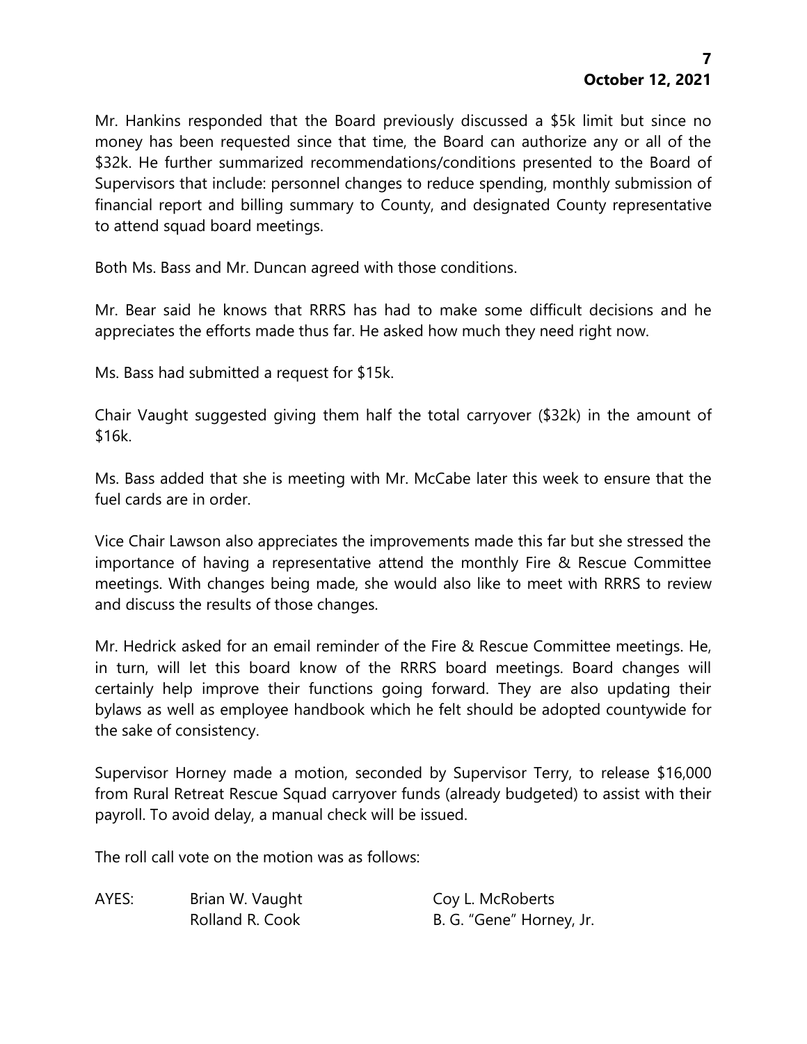Mr. Hankins responded that the Board previously discussed a $5k limit but since no money has been requested since that time, the Board can authorize any or all of the $32k. He further summarized recommendations/conditions presented to the Board of Supervisors that include: personnel changes to reduce spending, monthly submission of financial report and billing summary to County, and designated County representative to attend squad board meetings.

Both Ms. Bass and Mr. Duncan agreed with those conditions.

Mr. Bear said he knows that RRRS has had to make some difficult decisions and he appreciates the efforts made thus far. He asked how much they need right now.

Ms. Bass had submitted a request for $15k.

Chair Vaught suggested giving them half the total carryover ($32k) in the amount of $16k.

Ms. Bass added that she is meeting with Mr. McCabe later this week to ensure that the fuel cards are in order.

Vice Chair Lawson also appreciates the improvements made this far but she stressed the importance of having a representative attend the monthly Fire & Rescue Committee meetings. With changes being made, she would also like to meet with RRRS to review and discuss the results of those changes.

Mr. Hedrick asked for an email reminder of the Fire & Rescue Committee meetings. He, in turn, will let this board know of the RRRS board meetings. Board changes will certainly help improve their functions going forward. They are also updating their bylaws as well as employee handbook which he felt should be adopted countywide for the sake of consistency.

Supervisor Horney made a motion, seconded by Supervisor Terry, to release $16,000 from Rural Retreat Rescue Squad carryover funds (already budgeted) to assist with their payroll. To avoid delay, a manual check will be issued.

The roll call vote on the motion was as follows:

| AYES: | Brian W. Vaught | Coy L. McRoberts |
|---|---|---|
| | Rolland R. Cook | B. G. "Gene" Horney, Jr. |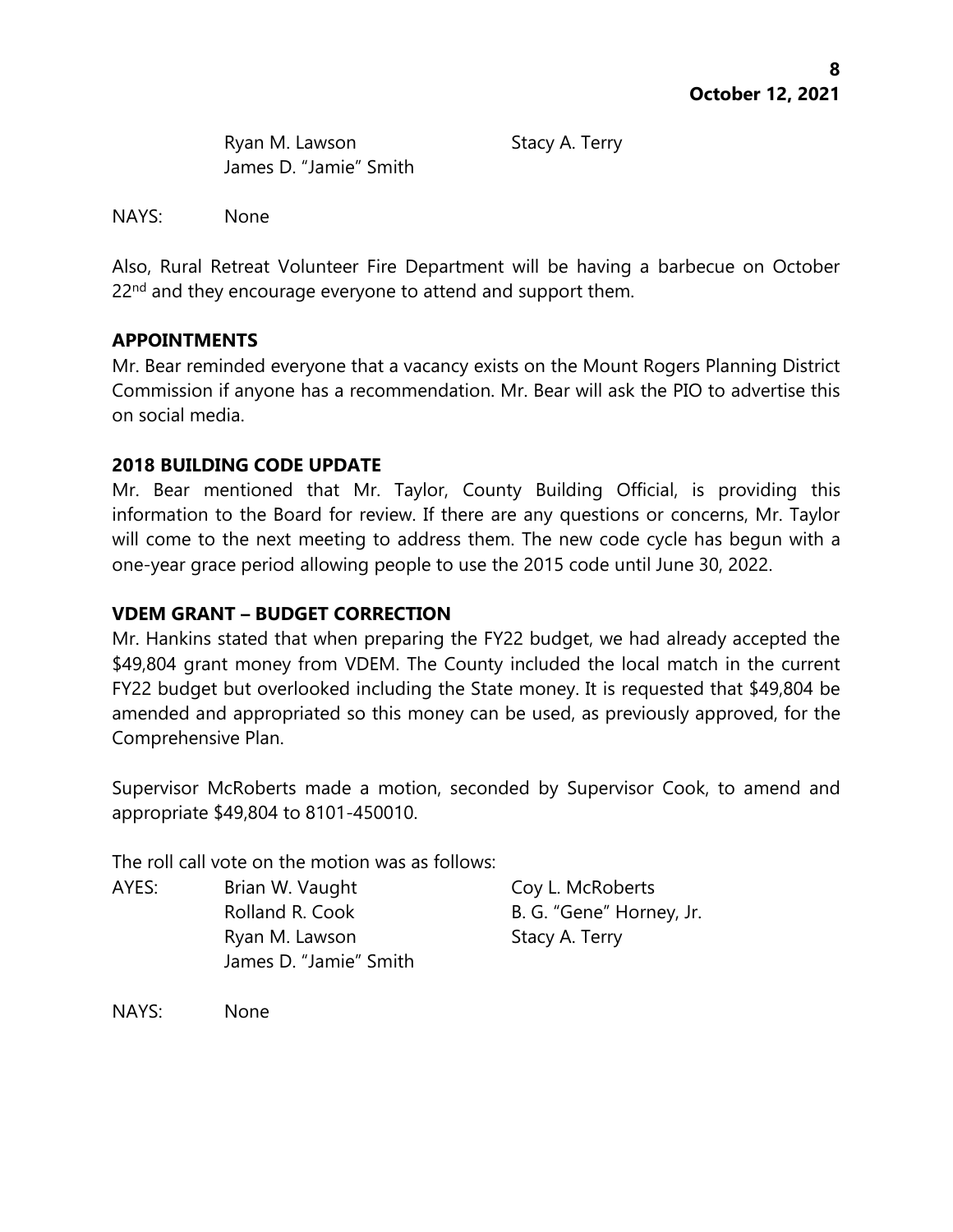Ryan M. Lawson Stacy A. Terry
James D. "Jamie" Smith

NAYS: None

Also, Rural Retreat Volunteer Fire Department will be having a barbecue on October 22nd and they encourage everyone to attend and support them.

**APPOINTMENTS**

Mr. Bear reminded everyone that a vacancy exists on the Mount Rogers Planning District Commission if anyone has a recommendation. Mr. Bear will ask the PIO to advertise this on social media.

**2018 BUILDING CODE UPDATE**

Mr. Bear mentioned that Mr. Taylor, County Building Official, is providing this information to the Board for review. If there are any questions or concerns, Mr. Taylor will come to the next meeting to address them. The new code cycle has begun with a one-year grace period allowing people to use the 2015 code until June 30, 2022.

**VDEM GRANT – BUDGET CORRECTION**

Mr. Hankins stated that when preparing the FY22 budget, we had already accepted the $49,804 grant money from VDEM. The County included the local match in the current FY22 budget but overlooked including the State money. It is requested that $49,804 be amended and appropriated so this money can be used, as previously approved, for the Comprehensive Plan.

Supervisor McRoberts made a motion, seconded by Supervisor Cook, to amend and appropriate $49,804 to 8101-450010.

The roll call vote on the motion was as follows:

AYES: Brian W. Vaught Coy L. McRoberts
Rolland R. Cook B. G. "Gene" Horney, Jr.
Ryan M. Lawson Stacy A. Terry
James D. "Jamie" Smith

NAYS: None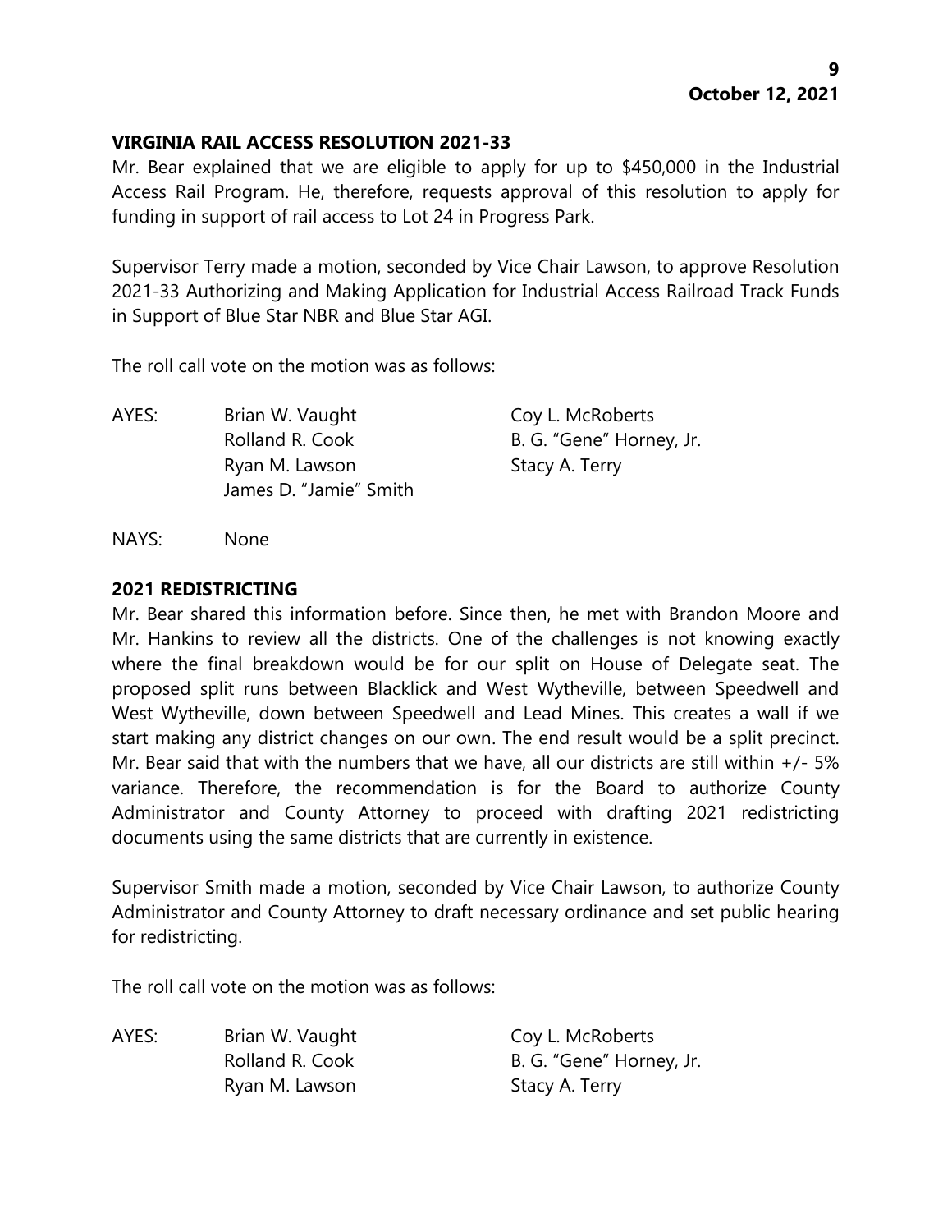**VIRGINIA RAIL ACCESS RESOLUTION 2021-33**

Mr. Bear explained that we are eligible to apply for up to $450,000 in the Industrial Access Rail Program. He, therefore, requests approval of this resolution to apply for funding in support of rail access to Lot 24 in Progress Park.

Supervisor Terry made a motion, seconded by Vice Chair Lawson, to approve Resolution 2021-33 Authorizing and Making Application for Industrial Access Railroad Track Funds in Support of Blue Star NBR and Blue Star AGI.

The roll call vote on the motion was as follows:

| | | |
|---|---|---|
| AYES: | Brian W. Vaught | Coy L. McRoberts |
| | Rolland R. Cook | B. G. "Gene" Horney, Jr. |
| | Ryan M. Lawson | Stacy A. Terry |
| | James D. "Jamie" Smith | |

NAYS: None

**2021 REDISTRICTING**

Mr. Bear shared this information before. Since then, he met with Brandon Moore and Mr. Hankins to review all the districts. One of the challenges is not knowing exactly where the final breakdown would be for our split on House of Delegate seat. The proposed split runs between Blacklick and West Wytheville, between Speedwell and West Wytheville, down between Speedwell and Lead Mines. This creates a wall if we start making any district changes on our own. The end result would be a split precinct. Mr. Bear said that with the numbers that we have, all our districts are still within +/- 5% variance. Therefore, the recommendation is for the Board to authorize County Administrator and County Attorney to proceed with drafting 2021 redistricting documents using the same districts that are currently in existence.

Supervisor Smith made a motion, seconded by Vice Chair Lawson, to authorize County Administrator and County Attorney to draft necessary ordinance and set public hearing for redistricting.

The roll call vote on the motion was as follows:

| | | |
|---|---|---|
| AYES: | Brian W. Vaught | Coy L. McRoberts |
| | Rolland R. Cook | B. G. "Gene" Horney, Jr. |
| | Ryan M. Lawson | Stacy A. Terry |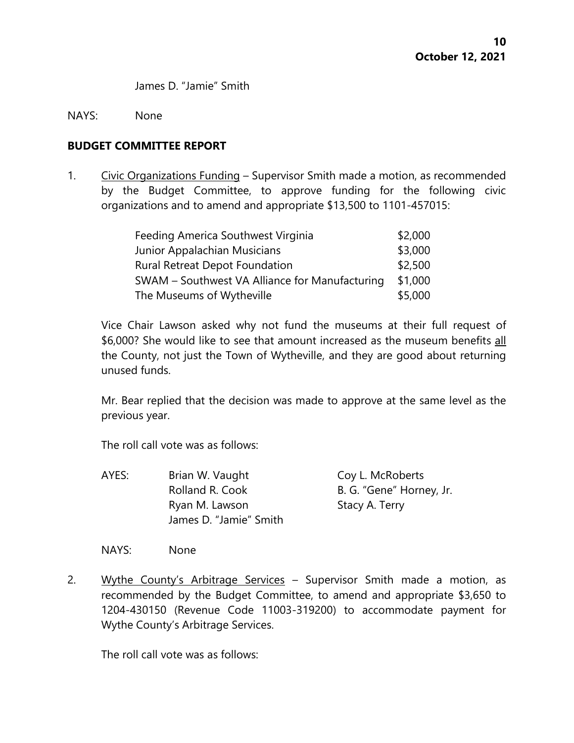James D. "Jamie" Smith

NAYS: None

**BUDGET COMMITTEE REPORT**

1. Civic Organizations Funding – Supervisor Smith made a motion, as recommended by the Budget Committee, to approve funding for the following civic organizations and to amend and appropriate $13,500 to 1101-457015:

| | |
|---|---|
| Feeding America Southwest Virginia | $2,000 |
| Junior Appalachian Musicians | $3,000 |
| Rural Retreat Depot Foundation | $2,500 |
| SWAM – Southwest VA Alliance for Manufacturing | $1,000 |
| The Museums of Wytheville | $5,000 |

Vice Chair Lawson asked why not fund the museums at their full request of $6,000? She would like to see that amount increased as the museum benefits all the County, not just the Town of Wytheville, and they are good about returning unused funds.

Mr. Bear replied that the decision was made to approve at the same level as the previous year.

The roll call vote was as follows:

AYES: Brian W. Vaught, Coy L. McRoberts, Rolland R. Cook, B. G. "Gene" Horney, Jr., Ryan M. Lawson, Stacy A. Terry, James D. "Jamie" Smith

NAYS: None

2. Wythe County's Arbitrage Services – Supervisor Smith made a motion, as recommended by the Budget Committee, to amend and appropriate $3,650 to 1204-430150 (Revenue Code 11003-319200) to accommodate payment for Wythe County's Arbitrage Services.

The roll call vote was as follows: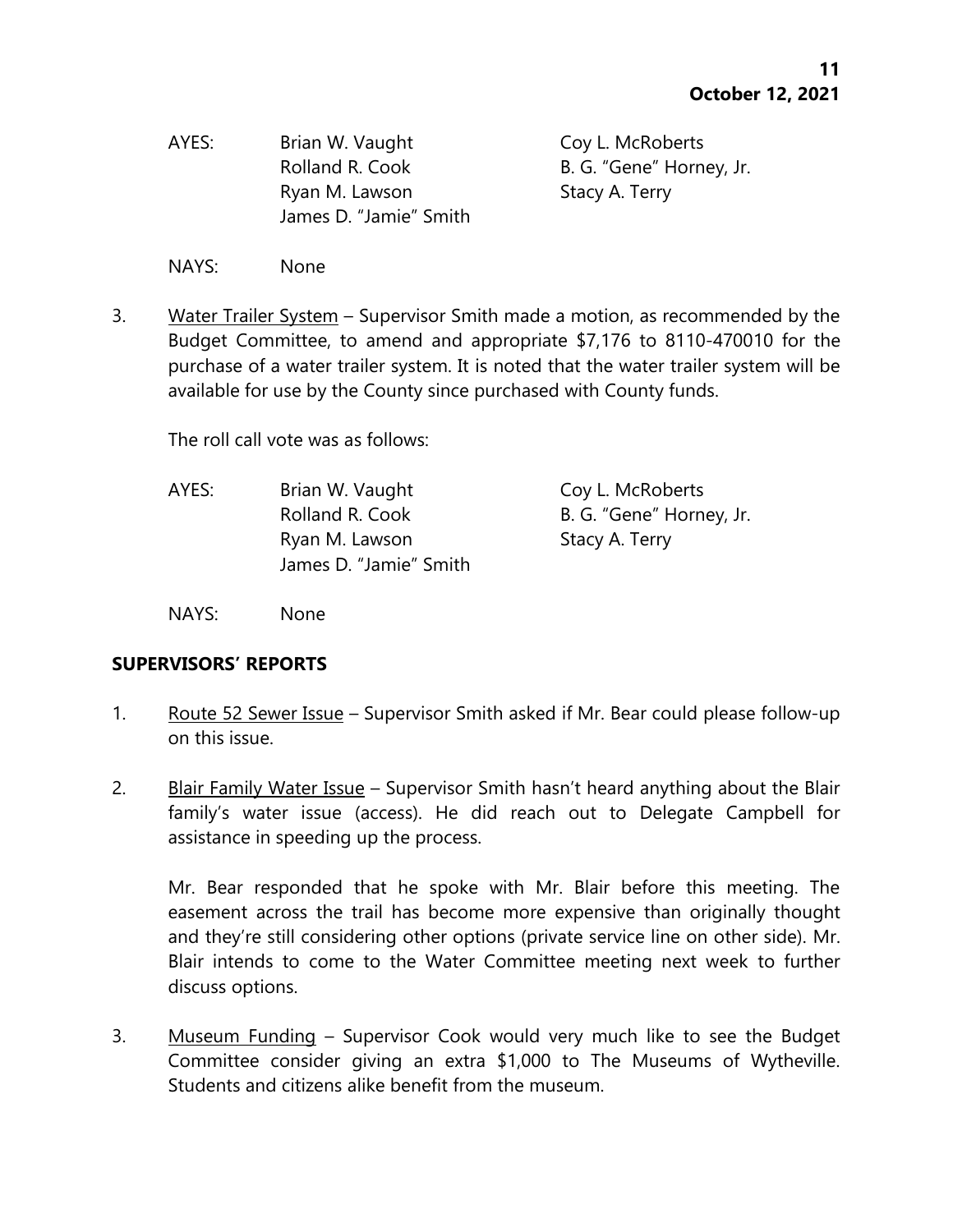AYES: Brian W. Vaught, Coy L. McRoberts, Rolland R. Cook, B. G. "Gene" Horney, Jr., Ryan M. Lawson, Stacy A. Terry, James D. "Jamie" Smith

NAYS: None

3. Water Trailer System – Supervisor Smith made a motion, as recommended by the Budget Committee, to amend and appropriate $7,176 to 8110-470010 for the purchase of a water trailer system. It is noted that the water trailer system will be available for use by the County since purchased with County funds.

   The roll call vote was as follows:

   AYES: Brian W. Vaught, Coy L. McRoberts, Rolland R. Cook, B. G. "Gene" Horney, Jr., Ryan M. Lawson, Stacy A. Terry, James D. "Jamie" Smith

   NAYS: None

## SUPERVISORS' REPORTS

1. Route 52 Sewer Issue – Supervisor Smith asked if Mr. Bear could please follow-up on this issue.

2. Blair Family Water Issue – Supervisor Smith hasn't heard anything about the Blair family's water issue (access). He did reach out to Delegate Campbell for assistance in speeding up the process.

   Mr. Bear responded that he spoke with Mr. Blair before this meeting. The easement across the trail has become more expensive than originally thought and they're still considering other options (private service line on other side). Mr. Blair intends to come to the Water Committee meeting next week to further discuss options.

3. Museum Funding – Supervisor Cook would very much like to see the Budget Committee consider giving an extra $1,000 to The Museums of Wytheville. Students and citizens alike benefit from the museum.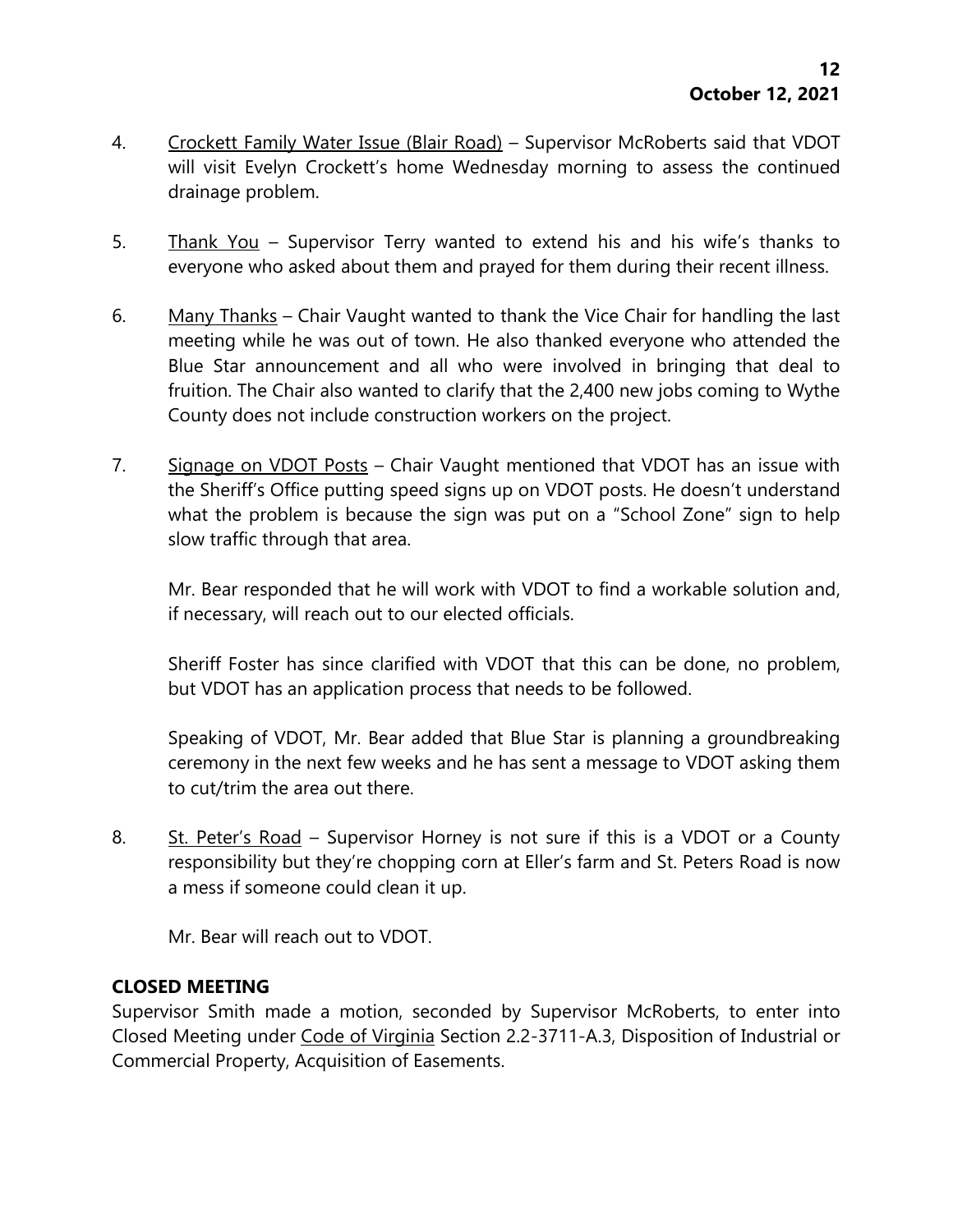4. Crockett Family Water Issue (Blair Road) – Supervisor McRoberts said that VDOT will visit Evelyn Crockett's home Wednesday morning to assess the continued drainage problem.

5. Thank You – Supervisor Terry wanted to extend his and his wife's thanks to everyone who asked about them and prayed for them during their recent illness.

6. Many Thanks – Chair Vaught wanted to thank the Vice Chair for handling the last meeting while he was out of town. He also thanked everyone who attended the Blue Star announcement and all who were involved in bringing that deal to fruition. The Chair also wanted to clarify that the 2,400 new jobs coming to Wythe County does not include construction workers on the project.

7. Signage on VDOT Posts – Chair Vaught mentioned that VDOT has an issue with the Sheriff's Office putting speed signs up on VDOT posts. He doesn't understand what the problem is because the sign was put on a "School Zone" sign to help slow traffic through that area.

   Mr. Bear responded that he will work with VDOT to find a workable solution and, if necessary, will reach out to our elected officials.

   Sheriff Foster has since clarified with VDOT that this can be done, no problem, but VDOT has an application process that needs to be followed.

   Speaking of VDOT, Mr. Bear added that Blue Star is planning a groundbreaking ceremony in the next few weeks and he has sent a message to VDOT asking them to cut/trim the area out there.

8. St. Peter's Road – Supervisor Horney is not sure if this is a VDOT or a County responsibility but they're chopping corn at Eller's farm and St. Peters Road is now a mess if someone could clean it up.

   Mr. Bear will reach out to VDOT.

**CLOSED MEETING**

Supervisor Smith made a motion, seconded by Supervisor McRoberts, to enter into Closed Meeting under Code of Virginia Section 2.2-3711-A.3, Disposition of Industrial or Commercial Property, Acquisition of Easements.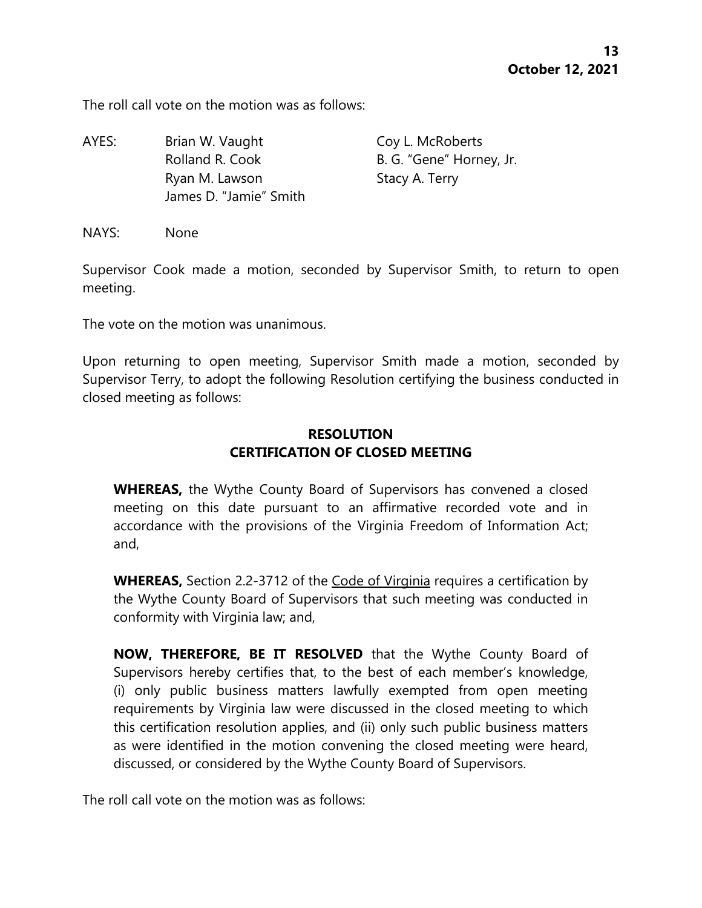The roll call vote on the motion was as follows:

| AYES: | Brian W. Vaught | Coy L. McRoberts |
| --- | --- | --- |
| | Rolland R. Cook | B. G. "Gene" Horney, Jr. |
| | Ryan M. Lawson | Stacy A. Terry |
| | James D. "Jamie" Smith | |

NAYS: None

Supervisor Cook made a motion, seconded by Supervisor Smith, to return to open meeting.

The vote on the motion was unanimous.

Upon returning to open meeting, Supervisor Smith made a motion, seconded by Supervisor Terry, to adopt the following Resolution certifying the business conducted in closed meeting as follows:

**RESOLUTION**
**CERTIFICATION OF CLOSED MEETING**

**WHEREAS,** the Wythe County Board of Supervisors has convened a closed meeting on this date pursuant to an affirmative recorded vote and in accordance with the provisions of the Virginia Freedom of Information Act; and,

**WHEREAS,** Section 2.2-3712 of the Code of Virginia requires a certification by the Wythe County Board of Supervisors that such meeting was conducted in conformity with Virginia law; and,

**NOW, THEREFORE, BE IT RESOLVED** that the Wythe County Board of Supervisors hereby certifies that, to the best of each member's knowledge, (i) only public business matters lawfully exempted from open meeting requirements by Virginia law were discussed in the closed meeting to which this certification resolution applies, and (ii) only such public business matters as were identified in the motion convening the closed meeting were heard, discussed, or considered by the Wythe County Board of Supervisors.

The roll call vote on the motion was as follows: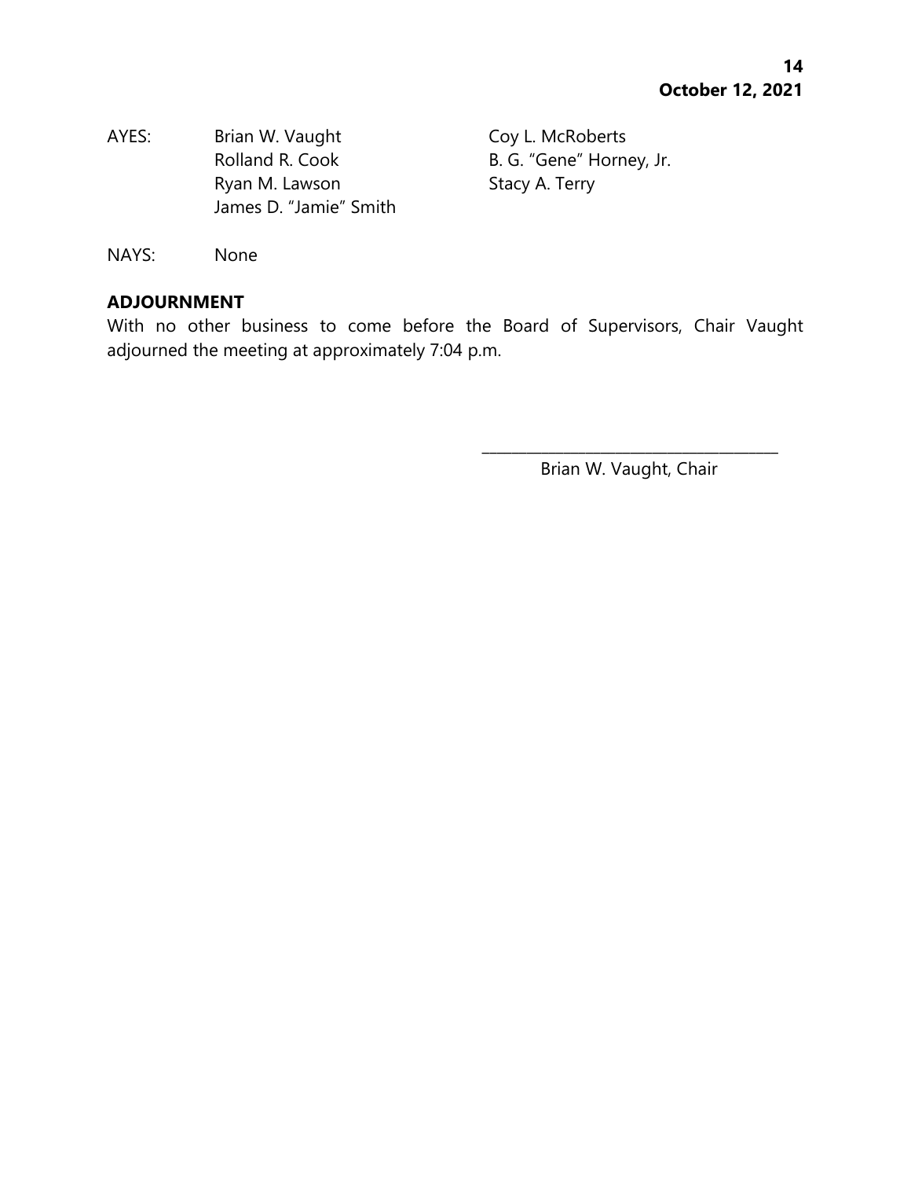| | | |
|---|---|---|
| AYES: | Brian W. Vaught | Coy L. McRoberts |
| | Rolland R. Cook | B. G. "Gene" Horney, Jr. |
| | Ryan M. Lawson | Stacy A. Terry |
| | James D. "Jamie" Smith | |

NAYS: None

**ADJOURNMENT**

With no other business to come before the Board of Supervisors, Chair Vaught adjourned the meeting at approximately 7:04 p.m.

\_\_\_\_\_\_\_\_\_\_\_\_\_\_\_\_\_\_\_\_\_\_\_\_\_\_\_\_\_\_\_\_\_\_\_\_

Brian W. Vaught, Chair